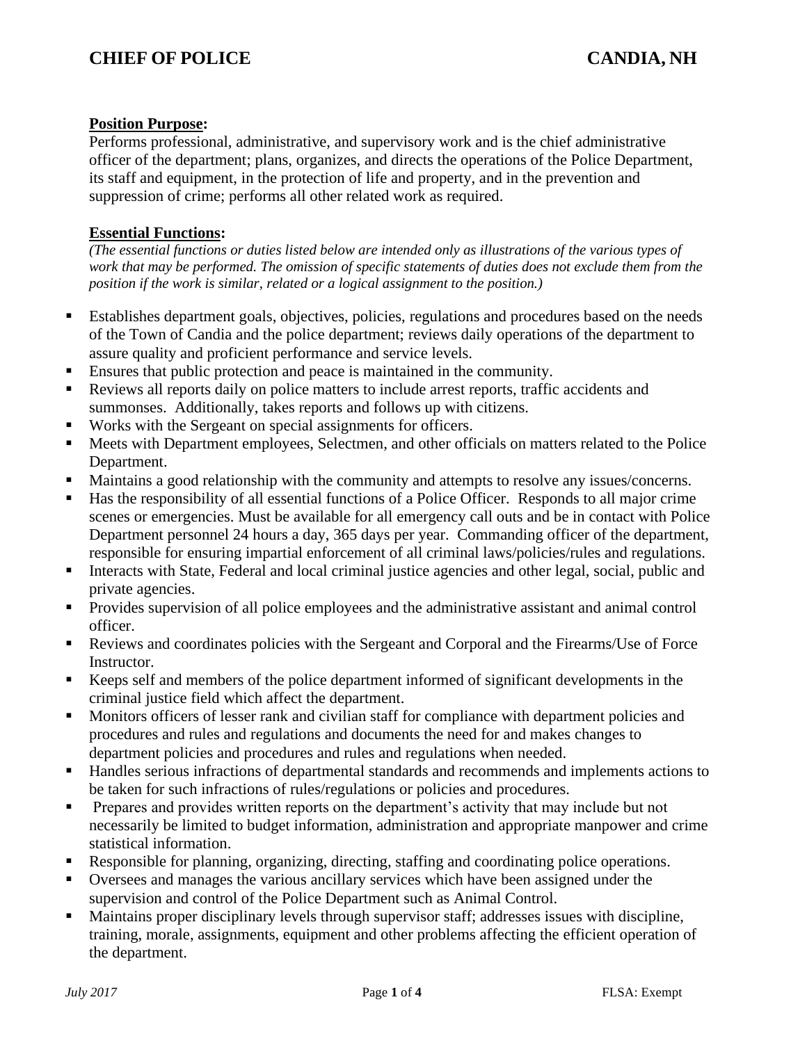# CHIEF OF POLICE CANDIA, NH

**Position Purpose:**

Performs professional, administrative, and supervisory work and is the chief administrative officer of the department; plans, organizes, and directs the operations of the Police Department, its staff and equipment, in the protection of life and property, and in the prevention and suppression of crime; performs all other related work as required.

**Essential Functions:**

*(The essential functions or duties listed below are intended only as illustrations of the various types of work that may be performed. The omission of specific statements of duties does not exclude them from the position if the work is similar, related or a logical assignment to the position.)*

- Establishes department goals, objectives, policies, regulations and procedures based on the needs of the Town of Candia and the police department; reviews daily operations of the department to assure quality and proficient performance and service levels.
- Ensures that public protection and peace is maintained in the community.
- Reviews all reports daily on police matters to include arrest reports, traffic accidents and summonses. Additionally, takes reports and follows up with citizens.
- Works with the Sergeant on special assignments for officers.
- Meets with Department employees, Selectmen, and other officials on matters related to the Police Department.
- Maintains a good relationship with the community and attempts to resolve any issues/concerns.
- Has the responsibility of all essential functions of a Police Officer. Responds to all major crime scenes or emergencies. Must be available for all emergency call outs and be in contact with Police Department personnel 24 hours a day, 365 days per year. Commanding officer of the department, responsible for ensuring impartial enforcement of all criminal laws/policies/rules and regulations.
- Interacts with State, Federal and local criminal justice agencies and other legal, social, public and private agencies.
- Provides supervision of all police employees and the administrative assistant and animal control officer.
- Reviews and coordinates policies with the Sergeant and Corporal and the Firearms/Use of Force Instructor.
- Keeps self and members of the police department informed of significant developments in the criminal justice field which affect the department.
- Monitors officers of lesser rank and civilian staff for compliance with department policies and procedures and rules and regulations and documents the need for and makes changes to department policies and procedures and rules and regulations when needed.
- Handles serious infractions of departmental standards and recommends and implements actions to be taken for such infractions of rules/regulations or policies and procedures.
- Prepares and provides written reports on the department's activity that may include but not necessarily be limited to budget information, administration and appropriate manpower and crime statistical information.
- Responsible for planning, organizing, directing, staffing and coordinating police operations.
- Oversees and manages the various ancillary services which have been assigned under the supervision and control of the Police Department such as Animal Control.
- Maintains proper disciplinary levels through supervisor staff; addresses issues with discipline, training, morale, assignments, equipment and other problems affecting the efficient operation of the department.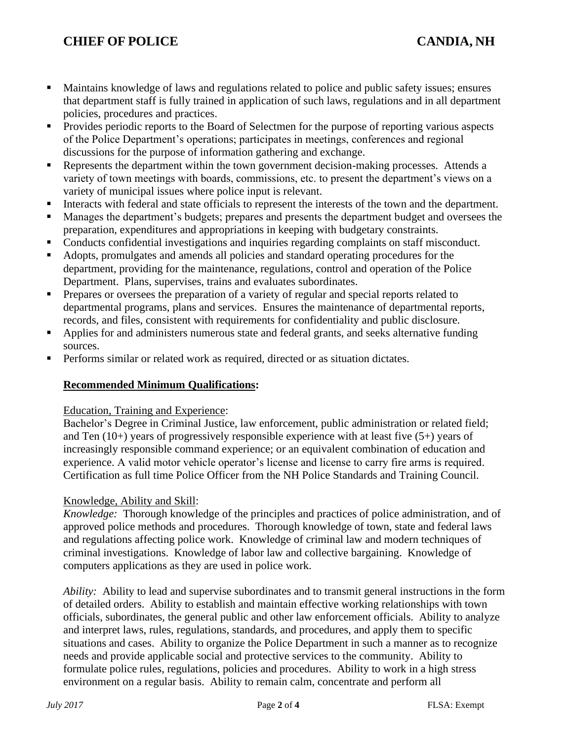- Maintains knowledge of laws and regulations related to police and public safety issues; ensures that department staff is fully trained in application of such laws, regulations and in all department policies, procedures and practices.
- Provides periodic reports to the Board of Selectmen for the purpose of reporting various aspects of the Police Department's operations; participates in meetings, conferences and regional discussions for the purpose of information gathering and exchange.
- Represents the department within the town government decision-making processes. Attends a variety of town meetings with boards, commissions, etc. to present the department's views on a variety of municipal issues where police input is relevant.
- Interacts with federal and state officials to represent the interests of the town and the department.
- Manages the department's budgets; prepares and presents the department budget and oversees the preparation, expenditures and appropriations in keeping with budgetary constraints.
- Conducts confidential investigations and inquiries regarding complaints on staff misconduct.
- Adopts, promulgates and amends all policies and standard operating procedures for the department, providing for the maintenance, regulations, control and operation of the Police Department. Plans, supervises, trains and evaluates subordinates.
- Prepares or oversees the preparation of a variety of regular and special reports related to departmental programs, plans and services. Ensures the maintenance of departmental reports, records, and files, consistent with requirements for confidentiality and public disclosure.
- Applies for and administers numerous state and federal grants, and seeks alternative funding sources.
- Performs similar or related work as required, directed or as situation dictates.

**Recommended Minimum Qualifications:**

Education, Training and Experience:

Bachelor's Degree in Criminal Justice, law enforcement, public administration or related field; and Ten (10+) years of progressively responsible experience with at least five (5+) years of increasingly responsible command experience; or an equivalent combination of education and experience. A valid motor vehicle operator's license and license to carry fire arms is required. Certification as full time Police Officer from the NH Police Standards and Training Council.

Knowledge, Ability and Skill:

*Knowledge:* Thorough knowledge of the principles and practices of police administration, and of approved police methods and procedures. Thorough knowledge of town, state and federal laws and regulations affecting police work. Knowledge of criminal law and modern techniques of criminal investigations. Knowledge of labor law and collective bargaining. Knowledge of computers applications as they are used in police work.

*Ability:* Ability to lead and supervise subordinates and to transmit general instructions in the form of detailed orders. Ability to establish and maintain effective working relationships with town officials, subordinates, the general public and other law enforcement officials. Ability to analyze and interpret laws, rules, regulations, standards, and procedures, and apply them to specific situations and cases. Ability to organize the Police Department in such a manner as to recognize needs and provide applicable social and protective services to the community. Ability to formulate police rules, regulations, policies and procedures. Ability to work in a high stress environment on a regular basis. Ability to remain calm, concentrate and perform all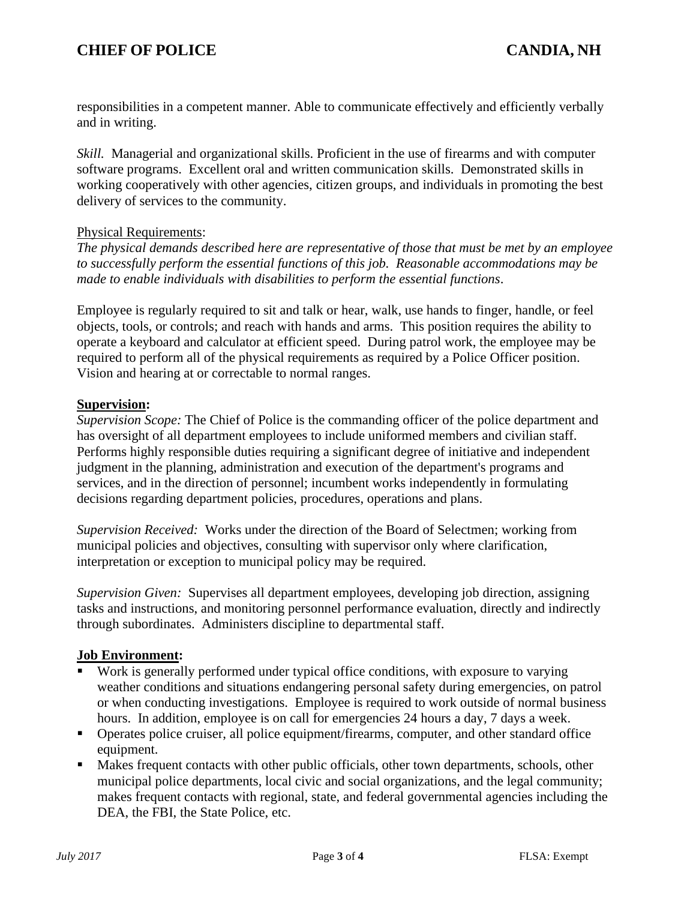responsibilities in a competent manner. Able to communicate effectively and efficiently verbally and in writing.

*Skill.* Managerial and organizational skills. Proficient in the use of firearms and with computer software programs. Excellent oral and written communication skills. Demonstrated skills in working cooperatively with other agencies, citizen groups, and individuals in promoting the best delivery of services to the community.

Physical Requirements:

*The physical demands described here are representative of those that must be met by an employee to successfully perform the essential functions of this job. Reasonable accommodations may be made to enable individuals with disabilities to perform the essential functions*.

Employee is regularly required to sit and talk or hear, walk, use hands to finger, handle, or feel objects, tools, or controls; and reach with hands and arms. This position requires the ability to operate a keyboard and calculator at efficient speed. During patrol work, the employee may be required to perform all of the physical requirements as required by a Police Officer position. Vision and hearing at or correctable to normal ranges.

**Supervision:**

*Supervision Scope:* The Chief of Police is the commanding officer of the police department and has oversight of all department employees to include uniformed members and civilian staff. Performs highly responsible duties requiring a significant degree of initiative and independent judgment in the planning, administration and execution of the department's programs and services, and in the direction of personnel; incumbent works independently in formulating decisions regarding department policies, procedures, operations and plans.

*Supervision Received:* Works under the direction of the Board of Selectmen; working from municipal policies and objectives, consulting with supervisor only where clarification, interpretation or exception to municipal policy may be required.

*Supervision Given:* Supervises all department employees, developing job direction, assigning tasks and instructions, and monitoring personnel performance evaluation, directly and indirectly through subordinates. Administers discipline to departmental staff.

**Job Environment:**

- Work is generally performed under typical office conditions, with exposure to varying weather conditions and situations endangering personal safety during emergencies, on patrol or when conducting investigations. Employee is required to work outside of normal business hours. In addition, employee is on call for emergencies 24 hours a day, 7 days a week.
- Operates police cruiser, all police equipment/firearms, computer, and other standard office equipment.
- Makes frequent contacts with other public officials, other town departments, schools, other municipal police departments, local civic and social organizations, and the legal community; makes frequent contacts with regional, state, and federal governmental agencies including the DEA, the FBI, the State Police, etc.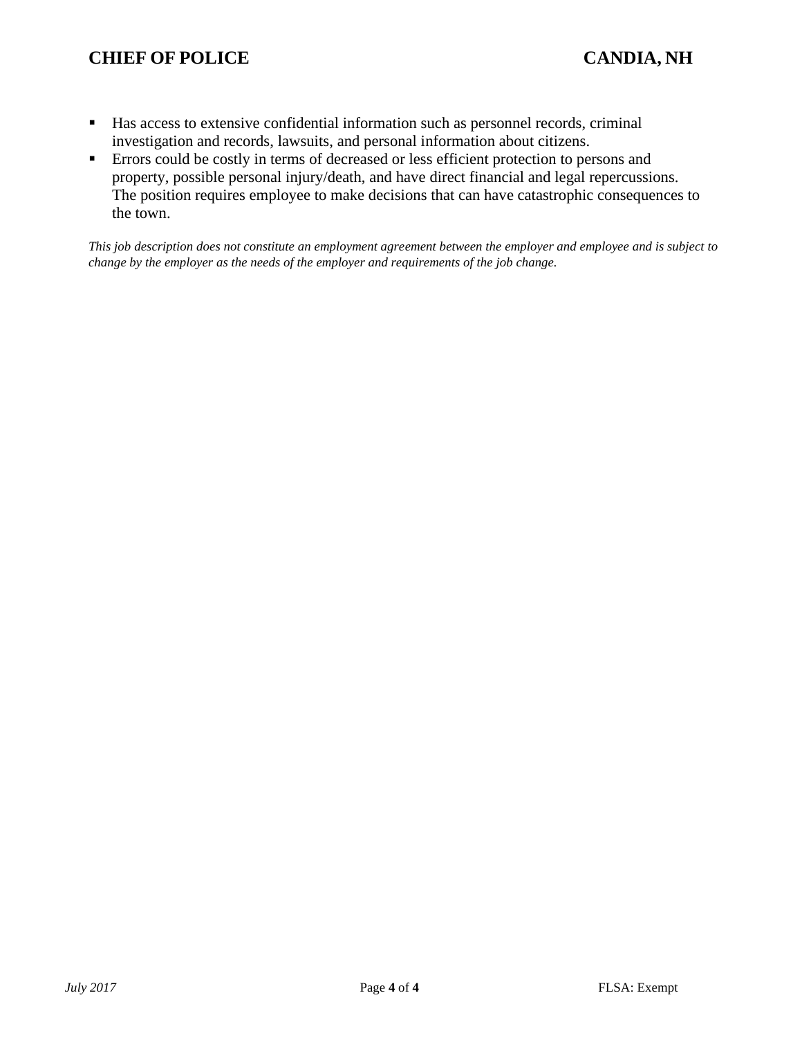- Has access to extensive confidential information such as personnel records, criminal investigation and records, lawsuits, and personal information about citizens.
- Errors could be costly in terms of decreased or less efficient protection to persons and property, possible personal injury/death, and have direct financial and legal repercussions. The position requires employee to make decisions that can have catastrophic consequences to the town.

*This job description does not constitute an employment agreement between the employer and employee and is subject to change by the employer as the needs of the employer and requirements of the job change.*